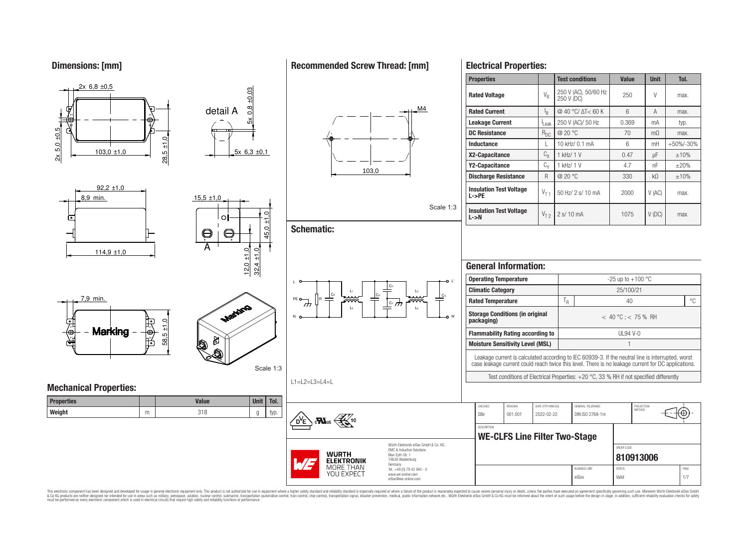## Dimensions: [mm]

2x 6,8 ±0,5

2x 5,0 ±0,5

103,0 ±1,0

28,5 ±1,0

detail A

5x 0,8 ±0,03

5x 6,3 ±0,1

92,2 ±1,0

8,9 min.

114,9 ±1,0

15,5 ±1,0

45,0 ±1,0

12,0 ±1,0

32,4 ±1,0

A

7,9 min.

Marking

58,5 ±1,0

Scale 1:3

## Recommended Screw Thread: [mm]

M4

103,0

Scale 1:3

## Schematic:

L1=L2=L3=L4=L

## Electrical Properties:

| Properties | | Test conditions | Value | Unit | Tol. |
|---|---|---|---|---|---|
| **Rated Voltage** | $V_R$ | 250 V (AC), 50/60 Hz 250 V (DC) | 250 | V | max. |
| **Rated Current** | $I_R$ | @ 40 °C/ ΔT< 60 K | 6 | A | max. |
| **Leakage Current** | $I_{Leak}$ | 250 V (AC)/ 50 Hz | 0.369 | mA | typ. |
| **DC Resistance** | $R_{DC}$ | @ 20 °C | 70 | mΩ | max. |
| **Inductance** | L | 10 kHz/ 0.1 mA | 6 | mH | +50%/-30% |
| **X2-Capacitance** | $C_X$ | 1 kHz/ 1 V | 0.47 | µF | ±10% |
| **Y2-Capacitance** | $C_Y$ | 1 kHz/ 1 V | 4.7 | nF | ±20% |
| **Discharge Resistance** | R | @ 20 °C | 330 | kΩ | ±10% |
| **Insulation Test Voltage L->PE** | $V_{T1}$ | 50 Hz/ 2 s/ 10 mA | 2000 | V (AC) | max. |
| **Insulation Test Voltage L->N** | $V_{T2}$ | 2 s/ 10 mA | 1075 | V (DC) | max. |

## General Information:

| | | | |
|---|---|---|---|
| **Operating Temperature** | -25 up to +100 °C | | |
| **Climatic Category** | 25/100/21 | | |
| **Rated Temperature** | $T_R$ | 40 | °C |
| **Storage Conditions (in original packaging)** | < 40 °C ; < 75 % RH | | |
| **Flammability Rating according to** | UL94 V-0 | | |
| **Moisture Sensitivity Level (MSL)** | 1 | | |

Leakage current is calculated according to IEC 60939-3. If the neutral line is interrupted, worst case leakage current could reach twice this level. There is no leakage current for DC applications.

Test conditions of Electrical Properties: +20 °C, 33 % RH if not specified differently

## Mechanical Properties:

| Properties | | Value | Unit | Tol. |
|---|---|---|---|---|
| **Weight** | m | 318 | g | typ. |

| CHECKED | REVISION | DATE (YYYY-MM-DD) | GENERAL TOLERANCE | PROJECTION METHOD |
|---|---|---|---|---|
| SBir | 001.001 | 2022-02-22 | DIN ISO 2768-1m | |

DESCRIPTION

**WE-CLFS Line Filter Two-Stage**

ORDER CODE

**810913006**

| BUSINESS UNIT | STATUS | PAGE |
|---|---|---|
| eiSos | Valid | 1/7 |

Würth Elektronik eiSos GmbH & Co. KG
EMC & Inductive Solutions
Max-Eyth-Str. 1
74638 Waldenburg
Germany
Tel. +49 (0) 79 42 945 - 0
www.we-online.com
eiSos@we-online.com

WÜRTH ELEKTRONIK MORE THAN YOU EXPECT

This electronic component has been designed and developed for usage in general electronic equipment only. This product is not authorized for use in equipment where a higher safety standard and reliability standard is especially required or where a failure of the product is reasonably expected to cause severe personal injury or death, unless the parties have executed an agreement specifically governing such use. Moreover Würth Elektronik eiSos GmbH & Co KG products are neither designed nor intended for use in areas such as military, aerospace, aviation, nuclear control, submarine, transportation (automotive control, train control, ship control), transportation signal, disaster prevention, medical, public information network etc.. Würth Elektronik eiSos GmbH & Co KG must be informed about the intent of such usage before the design-in stage. In addition, sufficient reliability evaluation checks for safety must be performed on every electronic component which is used in electrical circuits that require high safety and reliability functions or performance.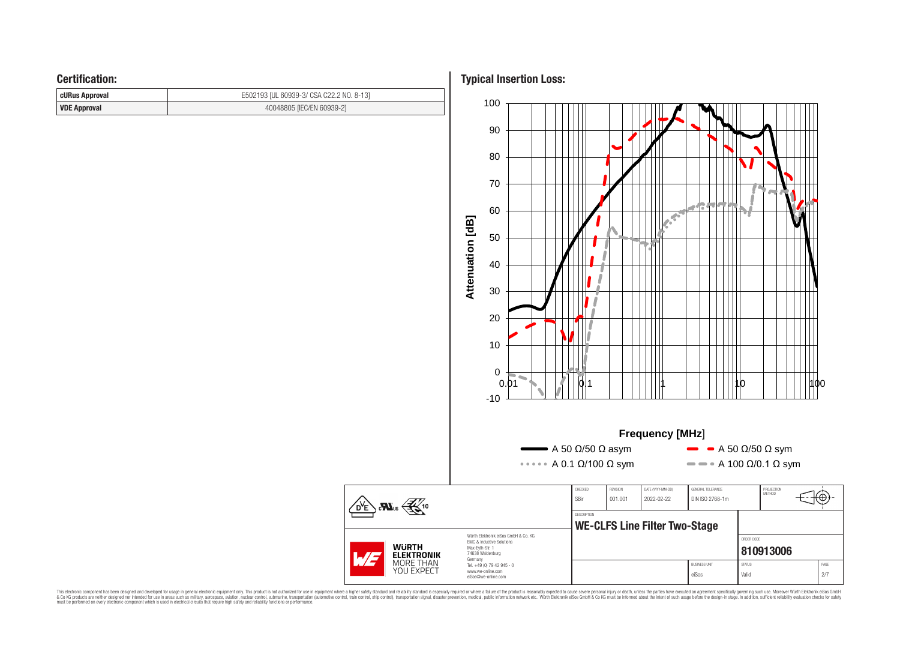## Certification:

| cURus Approval | E502193 [UL 60939-3/ CSA C22.2 NO. 8-13] |
|---|---|
| VDE Approval | 40048805 [IEC/EN 60939-2] |

## Typical Insertion Loss:

Attenuation [dB]

Frequency [MHz]

A 50 Ω/50 Ω asym

A 50 Ω/50 Ω sym

A 0.1 Ω/100 Ω sym

A 100 Ω/0.1 Ω sym

| CHECKED | REVISION | DATE (YYYY-MM-DD) | GENERAL TOLERANCE | PROJECTION METHOD |
|---|---|---|---|---|
| SBir | 001.001 | 2022-02-22 | DIN ISO 2768-1m | |

DESCRIPTION

**WE-CLFS Line Filter Two-Stage**

ORDER CODE

**810913006**

| BUSINESS UNIT | STATUS | PAGE |
|---|---|---|
| eiSos | Valid | 2/7 |

Würth Elektronik eiSos GmbH & Co. KG
EMC & Inductive Solutions
Max-Eyth-Str. 1
74638 Waldenburg
Germany
Tel. +49 (0) 79 42 945 - 0
www.we-online.com
eiSos@we-online.com

WÜRTH ELEKTRONIK MORE THAN YOU EXPECT

This electronic component has been designed and developed for usage in general electronic equipment only. This product is not authorized for use in equipment where a higher safety standard and reliability standard is especially required or where a failure of the product is reasonably expected to cause severe personal injury or death, unless the parties have executed an agreement specifically governing such use. Moreover Würth Elektronik eiSos GmbH & Co KG products are neither designed nor intended for use in areas such as military, aerospace, aviation, nuclear control, submarine, transportation (automotive control, train control, ship control), transportation signal, disaster prevention, medical, public information network etc.. Würth Elektronik eiSos GmbH & Co KG must be informed about the intent of such usage before the design-in stage. In addition, sufficient reliability evaluation checks for safety must be performed on every electronic component which is used in electrical circuits that require high safety and reliability functions or performance.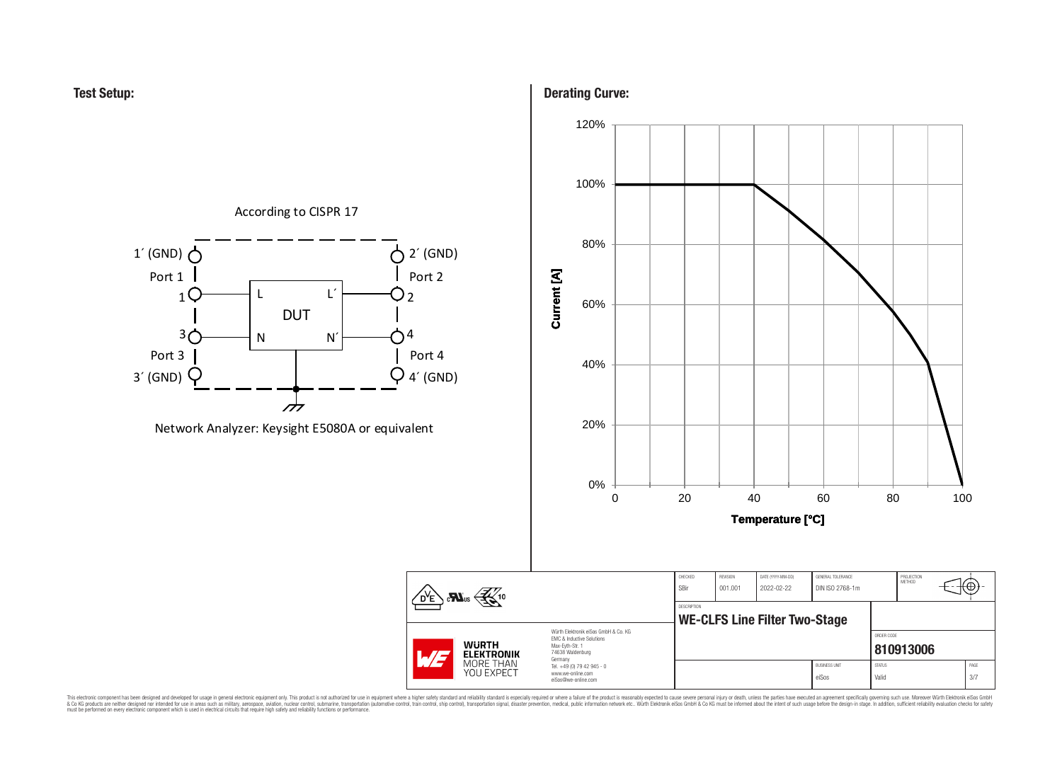**Test Setup:**

According to CISPR 17

1´ (GND)
Port 1
1
3
Port 3
3´ (GND)

L L´
DUT
N N´

2´ (GND)
Port 2
2
4
Port 4
4´ (GND)

Network Analyzer: Keysight E5080A or equivalent

**Derating Curve:**

Current [A]: 0%, 20%, 40%, 60%, 80%, 100%, 120%

Temperature [°C]: 0, 20, 40, 60, 80, 100

| CHECKED | REVISION | DATE (YYYY-MM-DD) | GENERAL TOLERANCE | PROJECTION METHOD |
| --- | --- | --- | --- | --- |
| SBir | 001.001 | 2022-02-22 | DIN ISO 2768-1m | |

DESCRIPTION

**WE-CLFS Line Filter Two-Stage**

ORDER CODE

**810913006**

| BUSINESS UNIT | STATUS | PAGE |
| --- | --- | --- |
| eiSos | Valid | 3/7 |

Würth Elektronik eiSos GmbH & Co. KG
EMC & Inductive Solutions
Max-Eyth-Str. 1
74638 Waldenburg
Germany
Tel. +49 (0) 79 42 945 - 0
www.we-online.com
eiSos@we-online.com

WÜRTH ELEKTRONIK MORE THAN YOU EXPECT

This electronic component has been designed and developed for usage in general electronic equipment only. This product is not authorized for use in equipment where a higher safety standard and reliability standard is especially required or where a failure of the product is reasonably expected to cause severe personal injury or death, unless the parties have executed an agreement specifically governing such use. Moreover Würth Elektronik eiSos GmbH & Co KG products are neither designed nor intended for use in areas such as military, aerospace, aviation, nuclear control, submarine, transportation (automotive control, train control, ship control), transportation signal, disaster prevention, medical, public information network etc.. Würth Elektronik eiSos GmbH & Co KG must be informed about the intent of such usage before the design-in stage. In addition, sufficient reliability evaluation checks for safety must be performed on every electronic component which is used in electrical circuits that require high safety and reliability functions or performance.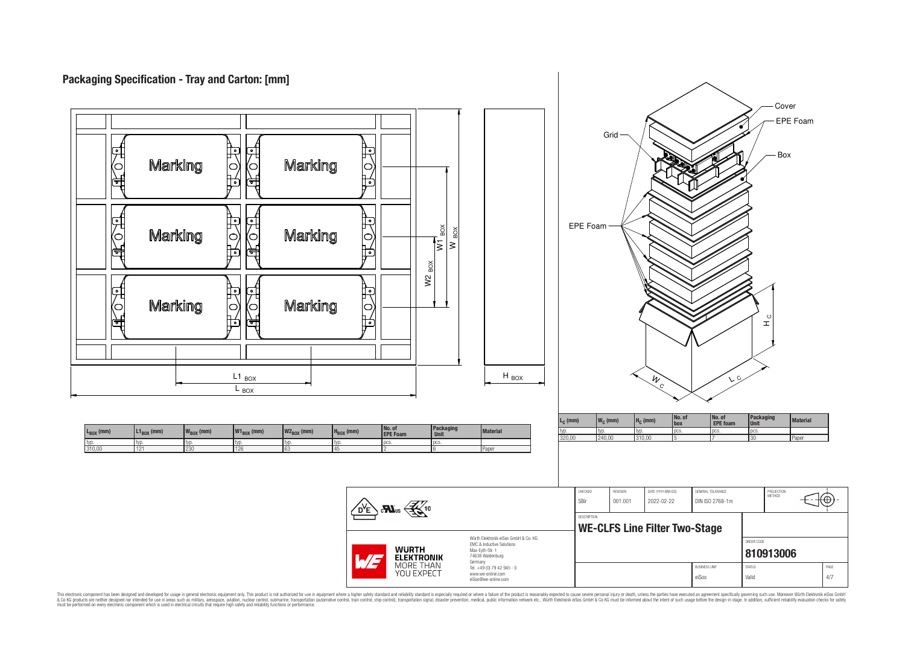## Packaging Specification - Tray and Carton: [mm]

| $L_{BOX}$ (mm) | $L1_{BOX}$ (mm) | $W_{BOX}$ (mm) | $W1_{BOX}$ (mm) | $W2_{BOX}$ (mm) | $H_{BOX}$ (mm) | No. of EPE Foam | Packaging Unit | Material |
|---|---|---|---|---|---|---|---|---|
| typ. | typ. | typ. | typ. | typ. | typ. | pcs. | pcs. | |
| 310,00 | 121 | 230 | 126 | 63 | 45 | 2 | 6 | Paper |

| $L_C$ (mm) | $W_C$ (mm) | $H_C$ (mm) | No. of box | No. of EPE foam | Packaging Unit | Material |
|---|---|---|---|---|---|---|
| typ. | typ. | typ. | pcs. | pcs. | pcs. | |
| 320,00 | 240,00 | 310,00 | 5 | 7 | 30 | Paper |

| CHECKED | REVISION | DATE (YYYY-MM-DD) | GENERAL TOLERANCE | PROJECTION METHOD |
|---|---|---|---|---|
| SBir | 001.001 | 2022-02-22 | DIN ISO 2768-1m | |

DESCRIPTION: **WE-CLFS Line Filter Two-Stage**

ORDER CODE: **810913006**

BUSINESS UNIT: eiSos | STATUS: Valid | PAGE: 4/7

Würth Elektronik eiSos GmbH & Co. KG
EMC & Inductive Solutions
Max-Eyth-Str. 1
74638 Waldenburg
Germany
Tel. +49 (0) 79 42 945 - 0
www.we-online.com
eiSos@we-online.com

This electronic component has been designed and developed for usage in general electronic equipment only. This product is not authorized for use in equipment where a higher safety standard and reliability standard is especially required or where a failure of the product is reasonably expected to cause severe personal injury or death, unless the parties have executed an agreement specifically governing such use. Moreover Würth Elektronik eiSos GmbH & Co KG products are neither designed nor intended for use in areas such as military, aerospace, aviation, nuclear control, submarine, transportation (automotive control, train control, ship control), transportation signal, disaster prevention, medical, public information network etc.. Würth Elektronik eiSos GmbH & Co KG must be informed about the intent of such usage before the design-in stage. In addition, sufficient reliability evaluation checks for safety must be performed on every electronic component which is used in electrical circuits that require high safety and reliability functions or performance.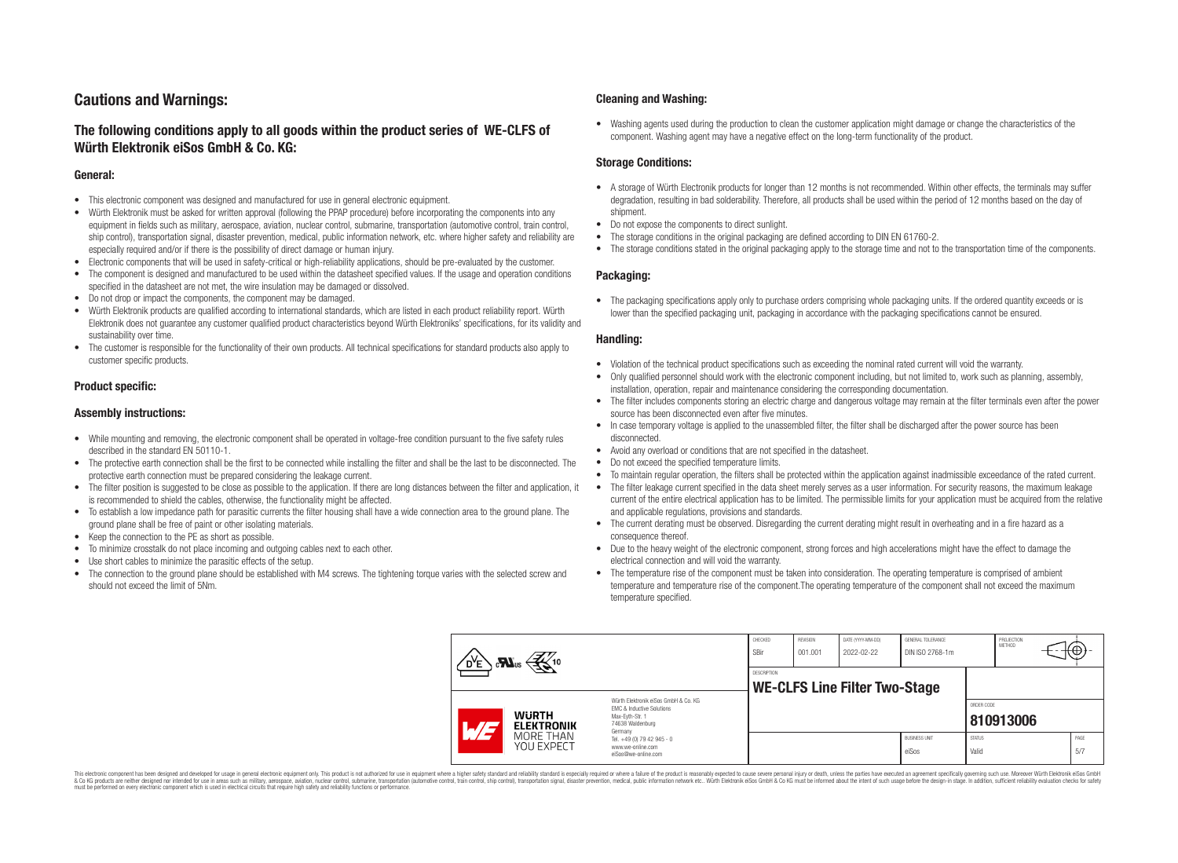# Cautions and Warnings:

## The following conditions apply to all goods within the product series of WE-CLFS of Würth Elektronik eiSos GmbH & Co. KG:

### General:

- This electronic component was designed and manufactured for use in general electronic equipment.
- Würth Elektronik must be asked for written approval (following the PPAP procedure) before incorporating the components into any equipment in fields such as military, aerospace, aviation, nuclear control, submarine, transportation (automotive control, train control, ship control), transportation signal, disaster prevention, medical, public information network, etc. where higher safety and reliability are especially required and/or if there is the possibility of direct damage or human injury.
- Electronic components that will be used in safety-critical or high-reliability applications, should be pre-evaluated by the customer.
- The component is designed and manufactured to be used within the datasheet specified values. If the usage and operation conditions specified in the datasheet are not met, the wire insulation may be damaged or dissolved.
- Do not drop or impact the components, the component may be damaged.
- Würth Elektronik products are qualified according to international standards, which are listed in each product reliability report. Würth Elektronik does not guarantee any customer qualified product characteristics beyond Würth Elektroniks' specifications, for its validity and sustainability over time.
- The customer is responsible for the functionality of their own products. All technical specifications for standard products also apply to customer specific products.

### Product specific:

### Assembly instructions:

- While mounting and removing, the electronic component shall be operated in voltage-free condition pursuant to the five safety rules described in the standard EN 50110-1.
- The protective earth connection shall be the first to be connected while installing the filter and shall be the last to be disconnected. The protective earth connection must be prepared considering the leakage current.
- The filter position is suggested to be close as possible to the application. If there are long distances between the filter and application, it is recommended to shield the cables, otherwise, the functionality might be affected.
- To establish a low impedance path for parasitic currents the filter housing shall have a wide connection area to the ground plane. The ground plane shall be free of paint or other isolating materials.
- Keep the connection to the PE as short as possible.
- To minimize crosstalk do not place incoming and outgoing cables next to each other.
- Use short cables to minimize the parasitic effects of the setup.
- The connection to the ground plane should be established with M4 screws. The tightening torque varies with the selected screw and should not exceed the limit of 5Nm.

### Cleaning and Washing:

- Washing agents used during the production to clean the customer application might damage or change the characteristics of the component. Washing agent may have a negative effect on the long-term functionality of the product.

### Storage Conditions:

- A storage of Würth Electronik products for longer than 12 months is not recommended. Within other effects, the terminals may suffer degradation, resulting in bad solderability. Therefore, all products shall be used within the period of 12 months based on the day of shipment.
- Do not expose the components to direct sunlight.
- The storage conditions in the original packaging are defined according to DIN EN 61760-2.
- The storage conditions stated in the original packaging apply to the storage time and not to the transportation time of the components.

### Packaging:

- The packaging specifications apply only to purchase orders comprising whole packaging units. If the ordered quantity exceeds or is lower than the specified packaging unit, packaging in accordance with the packaging specifications cannot be ensured.

### Handling:

- Violation of the technical product specifications such as exceeding the nominal rated current will void the warranty.
- Only qualified personnel should work with the electronic component including, but not limited to, work such as planning, assembly, installation, operation, repair and maintenance considering the corresponding documentation.
- The filter includes components storing an electric charge and dangerous voltage may remain at the filter terminals even after the power source has been disconnected even after five minutes.
- In case temporary voltage is applied to the unassembled filter, the filter shall be discharged after the power source has been disconnected.
- Avoid any overload or conditions that are not specified in the datasheet.
- Do not exceed the specified temperature limits.
- To maintain regular operation, the filters shall be protected within the application against inadmissible exceedance of the rated current.
- The filter leakage current specified in the data sheet merely serves as a user information. For security reasons, the maximum leakage current of the entire electrical application has to be limited. The permissible limits for your application must be acquired from the relative and applicable regulations, provisions and standards.
- The current derating must be observed. Disregarding the current derating might result in overheating and in a fire hazard as a consequence thereof.
- Due to the heavy weight of the electronic component, strong forces and high accelerations might have the effect to damage the electrical connection and will void the warranty.
- The temperature rise of the component must be taken into consideration. The operating temperature is comprised of ambient temperature and temperature rise of the component.The operating temperature of the component shall not exceed the maximum temperature specified.

| CHECKED | REVISION | DATE (YYYY-MM-DD) | GENERAL TOLERANCE | PROJECTION METHOD |
|---|---|---|---|---|
| SBir | 001.001 | 2022-02-22 | DIN ISO 2768-1m | |

DESCRIPTION: **WE-CLFS Line Filter Two-Stage**

ORDER CODE: **810913006**

BUSINESS UNIT: eiSos — STATUS: Valid — PAGE: 5/7

Würth Elektronik eiSos GmbH & Co. KG
EMC & Inductive Solutions
Max-Eyth-Str. 1
74638 Waldenburg
Germany
Tel. +49 (0) 79 42 945 - 0
www.we-online.com
eiSos@we-online.com

This electronic component has been designed and developed for usage in general electronic equipment only. This product is not authorized for use in equipment where a higher safety standard and reliability standard is especially required or where a failure of the product is reasonably expected to cause severe personal injury or death, unless the parties have executed an agreement specifically governing such use. Moreover Würth Elektronik eiSos GmbH & Co KG products are neither designed nor intended for use in areas such as military, aerospace, aviation, nuclear control, submarine, transportation (automotive control, train control, ship control), transportation signal, disaster prevention, medical, public information network etc.. Würth Elektronik eiSos GmbH & Co KG must be informed about the intent of such usage before the design-in stage. In addition, sufficient reliability evaluation checks for safety must be performed on every electronic component which is used in electrical circuits that require high safety and reliability functions or performance.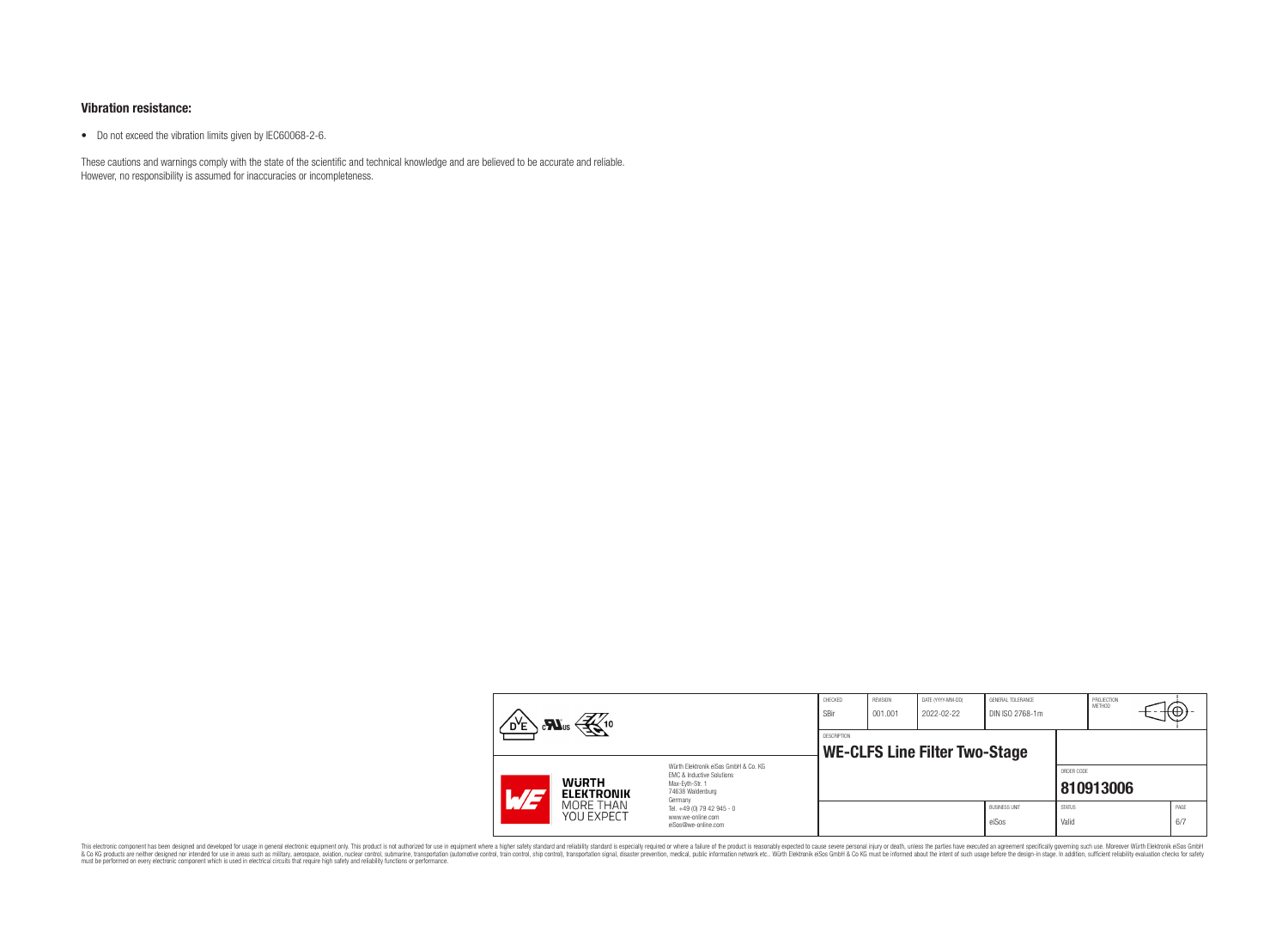**Vibration resistance:**

- Do not exceed the vibration limits given by IEC60068-2-6.

These cautions and warnings comply with the state of the scientific and technical knowledge and are believed to be accurate and reliable. However, no responsibility is assumed for inaccuracies or incompleteness.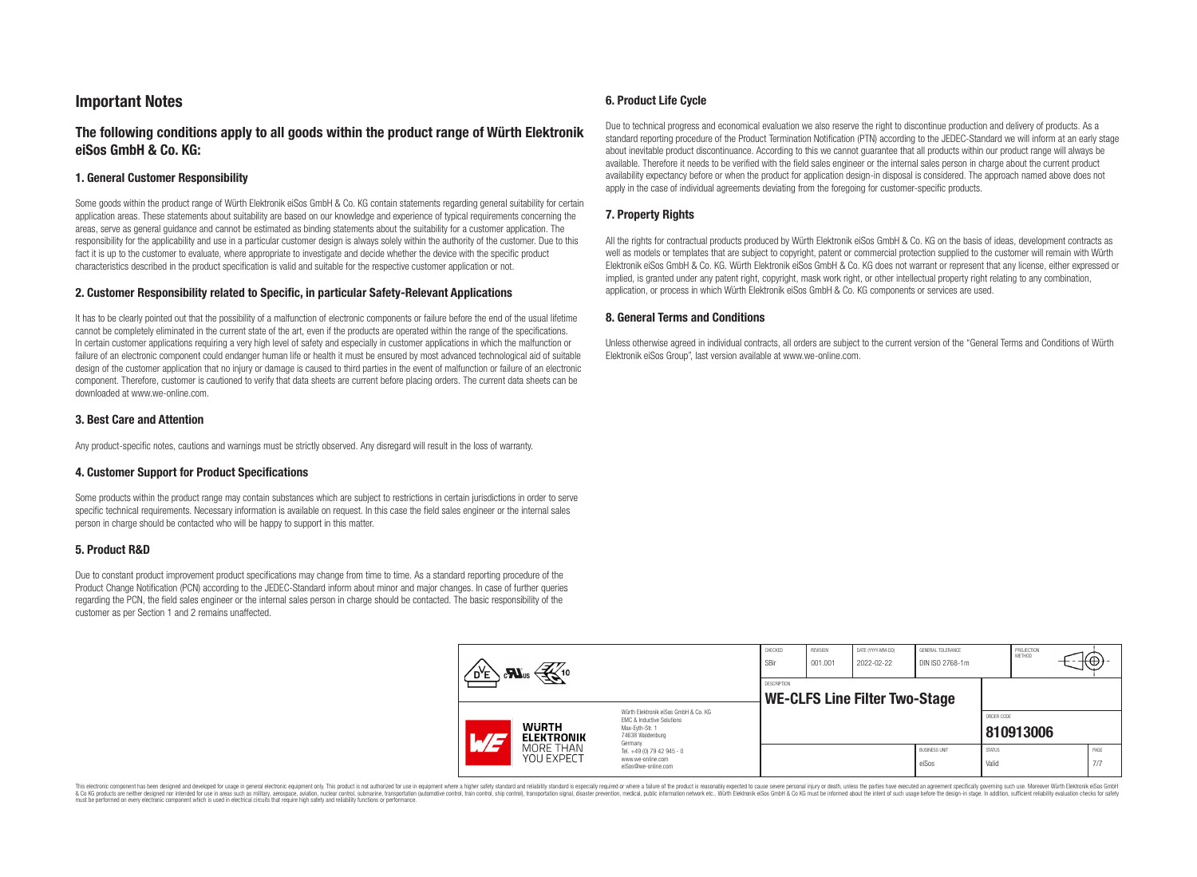# Important Notes

## The following conditions apply to all goods within the product range of Würth Elektronik eiSos GmbH & Co. KG:

### 1. General Customer Responsibility

Some goods within the product range of Würth Elektronik eiSos GmbH & Co. KG contain statements regarding general suitability for certain application areas. These statements about suitability are based on our knowledge and experience of typical requirements concerning the areas, serve as general guidance and cannot be estimated as binding statements about the suitability for a customer application. The responsibility for the applicability and use in a particular customer design is always solely within the authority of the customer. Due to this fact it is up to the customer to evaluate, where appropriate to investigate and decide whether the device with the specific product characteristics described in the product specification is valid and suitable for the respective customer application or not.

### 2. Customer Responsibility related to Specific, in particular Safety-Relevant Applications

It has to be clearly pointed out that the possibility of a malfunction of electronic components or failure before the end of the usual lifetime cannot be completely eliminated in the current state of the art, even if the products are operated within the range of the specifications. In certain customer applications requiring a very high level of safety and especially in customer applications in which the malfunction or failure of an electronic component could endanger human life or health it must be ensured by most advanced technological aid of suitable design of the customer application that no injury or damage is caused to third parties in the event of malfunction or failure of an electronic component. Therefore, customer is cautioned to verify that data sheets are current before placing orders. The current data sheets can be downloaded at www.we-online.com.

### 3. Best Care and Attention

Any product-specific notes, cautions and warnings must be strictly observed. Any disregard will result in the loss of warranty.

### 4. Customer Support for Product Specifications

Some products within the product range may contain substances which are subject to restrictions in certain jurisdictions in order to serve specific technical requirements. Necessary information is available on request. In this case the field sales engineer or the internal sales person in charge should be contacted who will be happy to support in this matter.

### 5. Product R&D

Due to constant product improvement product specifications may change from time to time. As a standard reporting procedure of the Product Change Notification (PCN) according to the JEDEC-Standard inform about minor and major changes. In case of further queries regarding the PCN, the field sales engineer or the internal sales person in charge should be contacted. The basic responsibility of the customer as per Section 1 and 2 remains unaffected.

### 6. Product Life Cycle

Due to technical progress and economical evaluation we also reserve the right to discontinue production and delivery of products. As a standard reporting procedure of the Product Termination Notification (PTN) according to the JEDEC-Standard we will inform at an early stage about inevitable product discontinuance. According to this we cannot guarantee that all products within our product range will always be available. Therefore it needs to be verified with the field sales engineer or the internal sales person in charge about the current product availability expectancy before or when the product for application design-in disposal is considered. The approach named above does not apply in the case of individual agreements deviating from the foregoing for customer-specific products.

### 7. Property Rights

All the rights for contractual products produced by Würth Elektronik eiSos GmbH & Co. KG on the basis of ideas, development contracts as well as models or templates that are subject to copyright, patent or commercial protection supplied to the customer will remain with Würth Elektronik eiSos GmbH & Co. KG. Würth Elektronik eiSos GmbH & Co. KG does not warrant or represent that any license, either expressed or implied, is granted under any patent right, copyright, mask work right, or other intellectual property right relating to any combination, application, or process in which Würth Elektronik eiSos GmbH & Co. KG components or services are used.

### 8. General Terms and Conditions

Unless otherwise agreed in individual contracts, all orders are subject to the current version of the "General Terms and Conditions of Würth Elektronik eiSos Group", last version available at www.we-online.com.

| | CHECKED | REVISION | DATE (YYYY-MM-DD) | GENERAL TOLERANCE | PROJECTION METHOD |
|---|---|---|---|---|---|
| | SBir | 001.001 | 2022-02-22 | DIN ISO 2768-1m | |
| | DESCRIPTION | | | | |
| | **WE-CLFS Line Filter Two-Stage** | | | | |
| Würth Elektronik eiSos GmbH & Co. KG, EMC & Inductive Solutions, Max-Eyth-Str. 1, 74638 Waldenburg, Germany, Tel. +49 (0) 79 42 945 - 0, www.we-online.com, eiSos@we-online.com | | | | ORDER CODE | **810913006** |
| | | | | BUSINESS UNIT: eiSos | STATUS: Valid |

This electronic component has been designed and developed for usage in general electronic equipment only. This product is not authorized for use in equipment where a higher safety standard and reliability standard is especially required or where a failure of the product is reasonably expected to cause severe personal injury or death, unless the parties have executed an agreement specifically governing such use. Moreover Würth Elektronik eiSos GmbH & Co KG products are neither designed nor intended for use in areas such as military, aerospace, aviation, nuclear control, submarine, transportation (automotive control, train control, ship control), transportation signal, disaster prevention, medical, public information network etc.. Würth Elektronik eiSos GmbH & Co KG must be informed about the intent of such usage before the design-in stage. In addition, sufficient reliability evaluation checks for safety must be performed on every electronic component which is used in electrical circuits that require high safety and reliability functions or performance.